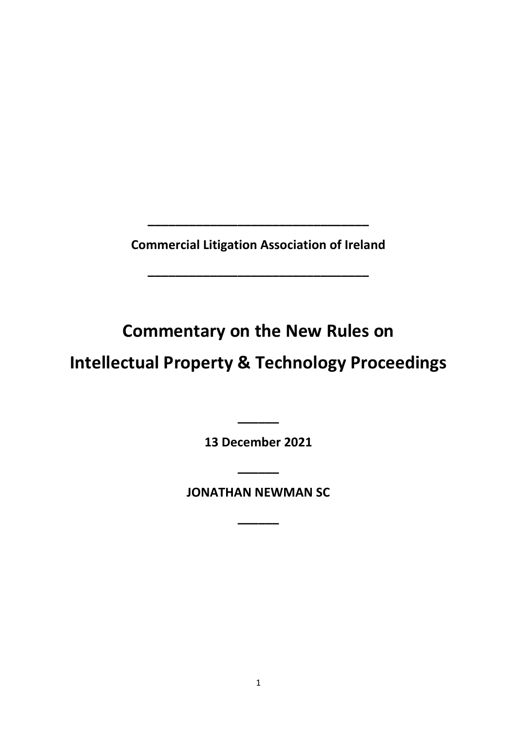---

**Commercial Litigation Association of Ireland**

---

# Commentary on the New Rules on Intellectual Property & Technology Proceedings

---

**13 December 2021**

---

**JONATHAN NEWMAN SC**

---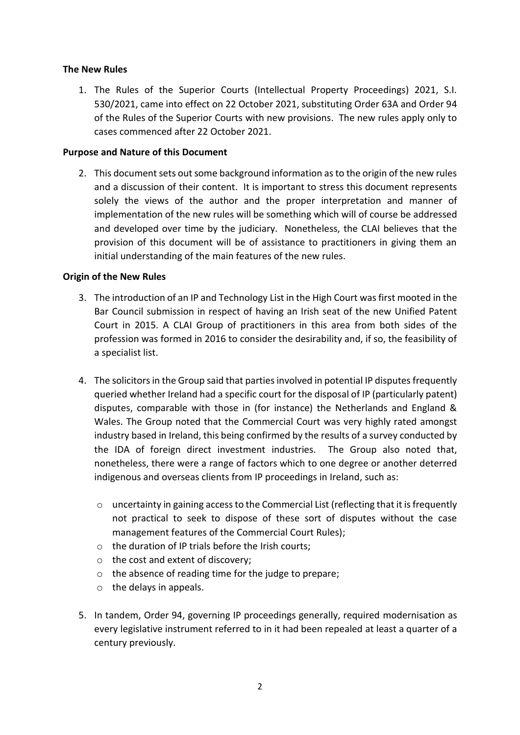**The New Rules**

1. The Rules of the Superior Courts (Intellectual Property Proceedings) 2021, S.I. 530/2021, came into effect on 22 October 2021, substituting Order 63A and Order 94 of the Rules of the Superior Courts with new provisions. The new rules apply only to cases commenced after 22 October 2021.

**Purpose and Nature of this Document**

2. This document sets out some background information as to the origin of the new rules and a discussion of their content. It is important to stress this document represents solely the views of the author and the proper interpretation and manner of implementation of the new rules will be something which will of course be addressed and developed over time by the judiciary. Nonetheless, the CLAI believes that the provision of this document will be of assistance to practitioners in giving them an initial understanding of the main features of the new rules.

**Origin of the New Rules**

3. The introduction of an IP and Technology List in the High Court was first mooted in the Bar Council submission in respect of having an Irish seat of the new Unified Patent Court in 2015. A CLAI Group of practitioners in this area from both sides of the profession was formed in 2016 to consider the desirability and, if so, the feasibility of a specialist list.

4. The solicitors in the Group said that parties involved in potential IP disputes frequently queried whether Ireland had a specific court for the disposal of IP (particularly patent) disputes, comparable with those in (for instance) the Netherlands and England & Wales. The Group noted that the Commercial Court was very highly rated amongst industry based in Ireland, this being confirmed by the results of a survey conducted by the IDA of foreign direct investment industries. The Group also noted that, nonetheless, there were a range of factors which to one degree or another deterred indigenous and overseas clients from IP proceedings in Ireland, such as:

   - uncertainty in gaining access to the Commercial List (reflecting that it is frequently not practical to seek to dispose of these sort of disputes without the case management features of the Commercial Court Rules);
   - the duration of IP trials before the Irish courts;
   - the cost and extent of discovery;
   - the absence of reading time for the judge to prepare;
   - the delays in appeals.

5. In tandem, Order 94, governing IP proceedings generally, required modernisation as every legislative instrument referred to in it had been repealed at least a quarter of a century previously.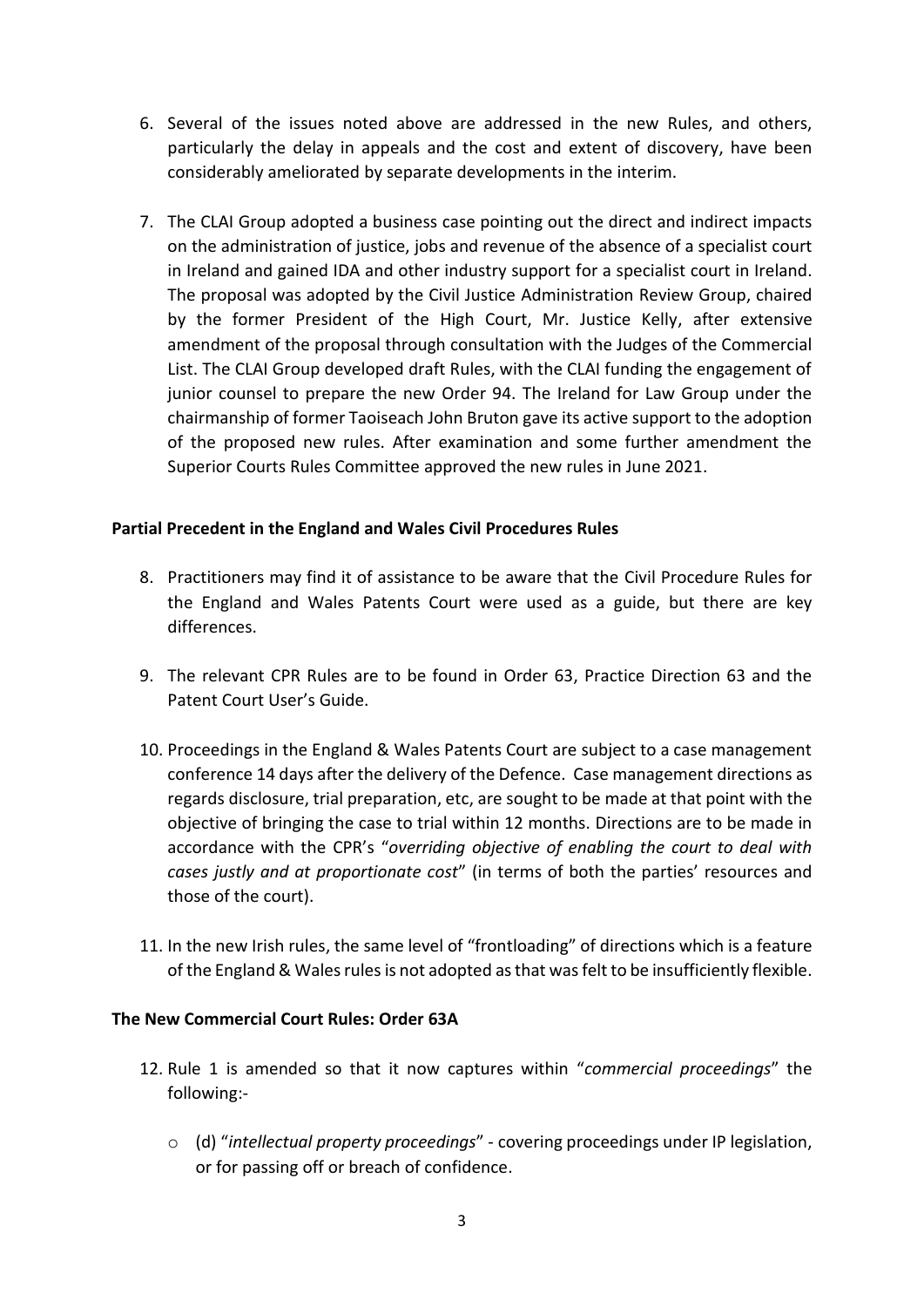6. Several of the issues noted above are addressed in the new Rules, and others, particularly the delay in appeals and the cost and extent of discovery, have been considerably ameliorated by separate developments in the interim.

7. The CLAI Group adopted a business case pointing out the direct and indirect impacts on the administration of justice, jobs and revenue of the absence of a specialist court in Ireland and gained IDA and other industry support for a specialist court in Ireland. The proposal was adopted by the Civil Justice Administration Review Group, chaired by the former President of the High Court, Mr. Justice Kelly, after extensive amendment of the proposal through consultation with the Judges of the Commercial List. The CLAI Group developed draft Rules, with the CLAI funding the engagement of junior counsel to prepare the new Order 94. The Ireland for Law Group under the chairmanship of former Taoiseach John Bruton gave its active support to the adoption of the proposed new rules. After examination and some further amendment the Superior Courts Rules Committee approved the new rules in June 2021.

**Partial Precedent in the England and Wales Civil Procedures Rules**

8. Practitioners may find it of assistance to be aware that the Civil Procedure Rules for the England and Wales Patents Court were used as a guide, but there are key differences.

9. The relevant CPR Rules are to be found in Order 63, Practice Direction 63 and the Patent Court User's Guide.

10. Proceedings in the England & Wales Patents Court are subject to a case management conference 14 days after the delivery of the Defence. Case management directions as regards disclosure, trial preparation, etc, are sought to be made at that point with the objective of bringing the case to trial within 12 months. Directions are to be made in accordance with the CPR's "*overriding objective of enabling the court to deal with cases justly and at proportionate cost*" (in terms of both the parties' resources and those of the court).

11. In the new Irish rules, the same level of "frontloading" of directions which is a feature of the England & Wales rules is not adopted as that was felt to be insufficiently flexible.

**The New Commercial Court Rules: Order 63A**

12. Rule 1 is amended so that it now captures within "*commercial proceedings*" the following:-

    - (d) "*intellectual property proceedings*" - covering proceedings under IP legislation, or for passing off or breach of confidence.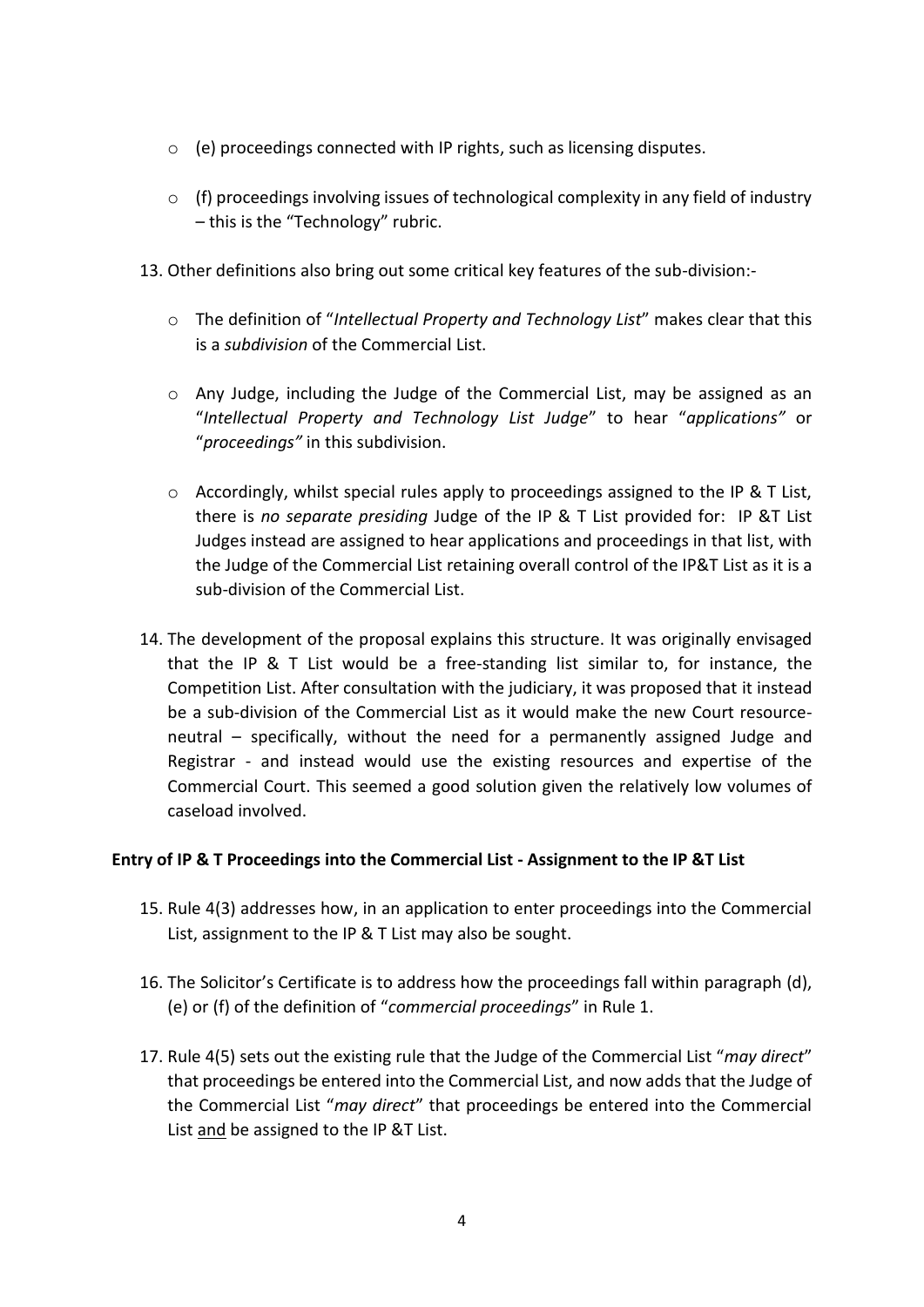- (e) proceedings connected with IP rights, such as licensing disputes.

- (f) proceedings involving issues of technological complexity in any field of industry – this is the "Technology" rubric.

13. Other definitions also bring out some critical key features of the sub-division:-

    - The definition of "*Intellectual Property and Technology List*" makes clear that this is a *subdivision* of the Commercial List.

    - Any Judge, including the Judge of the Commercial List, may be assigned as an "*Intellectual Property and Technology List Judge*" to hear "*applications"* or "*proceedings"* in this subdivision.

    - Accordingly, whilst special rules apply to proceedings assigned to the IP & T List, there is *no separate presiding* Judge of the IP & T List provided for: IP &T List Judges instead are assigned to hear applications and proceedings in that list, with the Judge of the Commercial List retaining overall control of the IP&T List as it is a sub-division of the Commercial List.

14. The development of the proposal explains this structure. It was originally envisaged that the IP & T List would be a free-standing list similar to, for instance, the Competition List. After consultation with the judiciary, it was proposed that it instead be a sub-division of the Commercial List as it would make the new Court resource-neutral – specifically, without the need for a permanently assigned Judge and Registrar - and instead would use the existing resources and expertise of the Commercial Court. This seemed a good solution given the relatively low volumes of caseload involved.

**Entry of IP & T Proceedings into the Commercial List - Assignment to the IP &T List**

15. Rule 4(3) addresses how, in an application to enter proceedings into the Commercial List, assignment to the IP & T List may also be sought.

16. The Solicitor's Certificate is to address how the proceedings fall within paragraph (d), (e) or (f) of the definition of "*commercial proceedings*" in Rule 1.

17. Rule 4(5) sets out the existing rule that the Judge of the Commercial List "*may direct*" that proceedings be entered into the Commercial List, and now adds that the Judge of the Commercial List "*may direct*" that proceedings be entered into the Commercial List <u>and</u> be assigned to the IP &T List.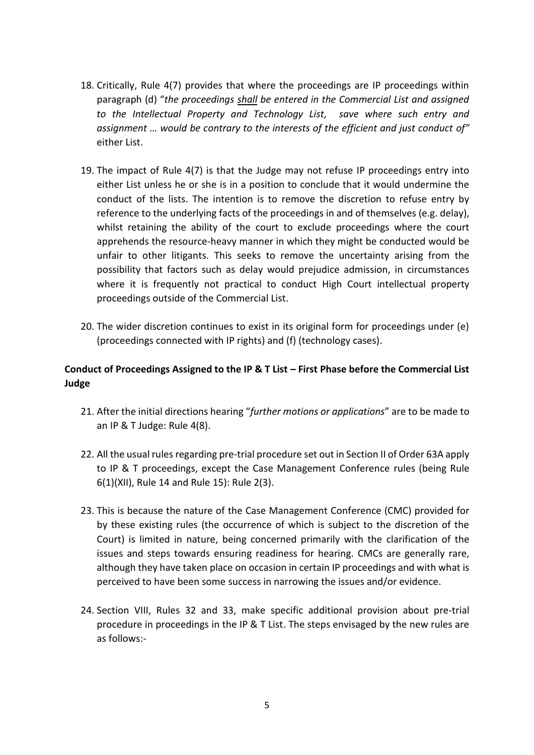18. Critically, Rule 4(7) provides that where the proceedings are IP proceedings within paragraph (d) "*the proceedings shall be entered in the Commercial List and assigned to the Intellectual Property and Technology List, save where such entry and assignment … would be contrary to the interests of the efficient and just conduct of"* either List.

19. The impact of Rule 4(7) is that the Judge may not refuse IP proceedings entry into either List unless he or she is in a position to conclude that it would undermine the conduct of the lists. The intention is to remove the discretion to refuse entry by reference to the underlying facts of the proceedings in and of themselves (e.g. delay), whilst retaining the ability of the court to exclude proceedings where the court apprehends the resource-heavy manner in which they might be conducted would be unfair to other litigants. This seeks to remove the uncertainty arising from the possibility that factors such as delay would prejudice admission, in circumstances where it is frequently not practical to conduct High Court intellectual property proceedings outside of the Commercial List.

20. The wider discretion continues to exist in its original form for proceedings under (e) (proceedings connected with IP rights) and (f) (technology cases).

**Conduct of Proceedings Assigned to the IP & T List – First Phase before the Commercial List Judge**

21. After the initial directions hearing "*further motions or applications*" are to be made to an IP & T Judge: Rule 4(8).

22. All the usual rules regarding pre-trial procedure set out in Section II of Order 63A apply to IP & T proceedings, except the Case Management Conference rules (being Rule 6(1)(XII), Rule 14 and Rule 15): Rule 2(3).

23. This is because the nature of the Case Management Conference (CMC) provided for by these existing rules (the occurrence of which is subject to the discretion of the Court) is limited in nature, being concerned primarily with the clarification of the issues and steps towards ensuring readiness for hearing. CMCs are generally rare, although they have taken place on occasion in certain IP proceedings and with what is perceived to have been some success in narrowing the issues and/or evidence.

24. Section VIII, Rules 32 and 33, make specific additional provision about pre-trial procedure in proceedings in the IP & T List. The steps envisaged by the new rules are as follows:-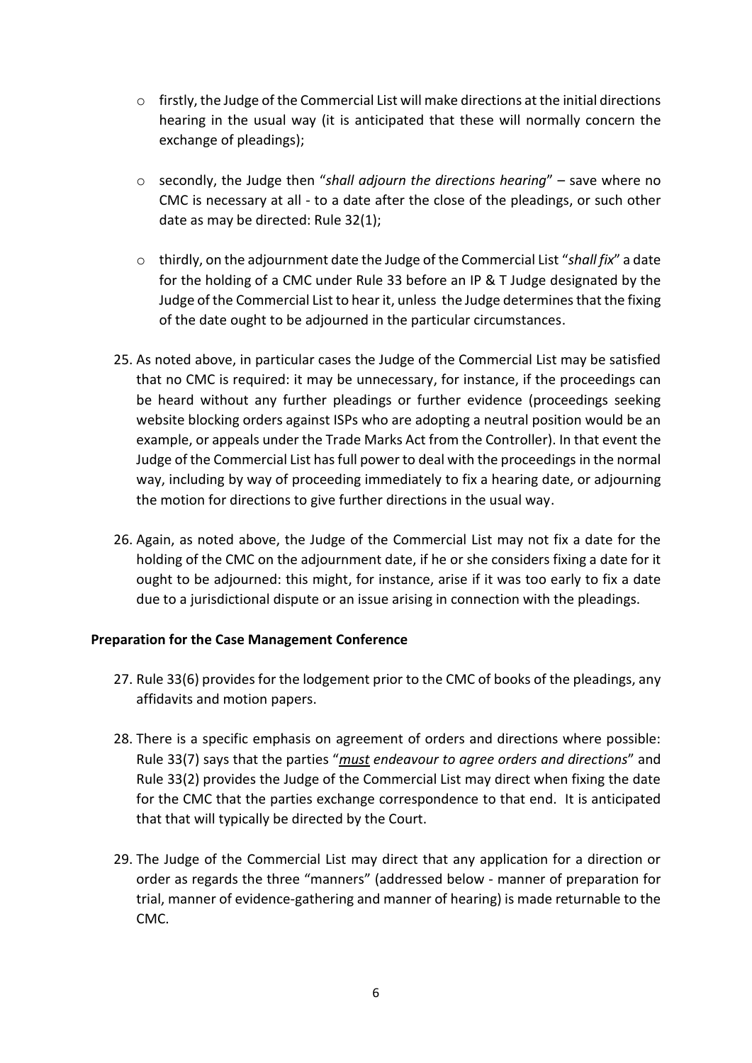- firstly, the Judge of the Commercial List will make directions at the initial directions hearing in the usual way (it is anticipated that these will normally concern the exchange of pleadings);

- secondly, the Judge then "*shall adjourn the directions hearing*" – save where no CMC is necessary at all - to a date after the close of the pleadings, or such other date as may be directed: Rule 32(1);

- thirdly, on the adjournment date the Judge of the Commercial List "*shall fix*" a date for the holding of a CMC under Rule 33 before an IP & T Judge designated by the Judge of the Commercial List to hear it, unless the Judge determines that the fixing of the date ought to be adjourned in the particular circumstances.

25. As noted above, in particular cases the Judge of the Commercial List may be satisfied that no CMC is required: it may be unnecessary, for instance, if the proceedings can be heard without any further pleadings or further evidence (proceedings seeking website blocking orders against ISPs who are adopting a neutral position would be an example, or appeals under the Trade Marks Act from the Controller). In that event the Judge of the Commercial List has full power to deal with the proceedings in the normal way, including by way of proceeding immediately to fix a hearing date, or adjourning the motion for directions to give further directions in the usual way.

26. Again, as noted above, the Judge of the Commercial List may not fix a date for the holding of the CMC on the adjournment date, if he or she considers fixing a date for it ought to be adjourned: this might, for instance, arise if it was too early to fix a date due to a jurisdictional dispute or an issue arising in connection with the pleadings.

**Preparation for the Case Management Conference**

27. Rule 33(6) provides for the lodgement prior to the CMC of books of the pleadings, any affidavits and motion papers.

28. There is a specific emphasis on agreement of orders and directions where possible: Rule 33(7) says that the parties "***<u>must</u>*** *endeavour to agree orders and directions*" and Rule 33(2) provides the Judge of the Commercial List may direct when fixing the date for the CMC that the parties exchange correspondence to that end. It is anticipated that that will typically be directed by the Court.

29. The Judge of the Commercial List may direct that any application for a direction or order as regards the three "manners" (addressed below - manner of preparation for trial, manner of evidence-gathering and manner of hearing) is made returnable to the CMC.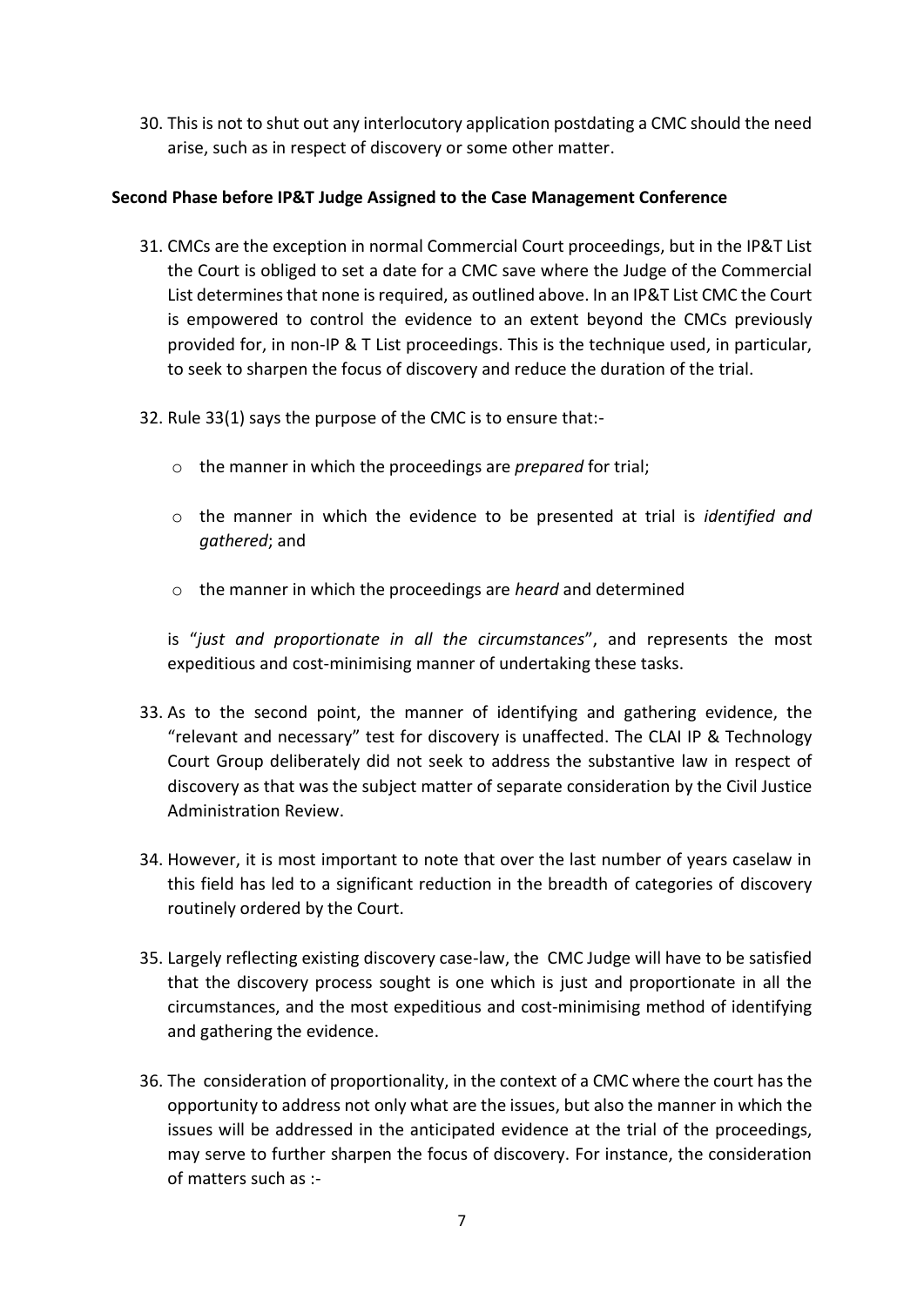30. This is not to shut out any interlocutory application postdating a CMC should the need arise, such as in respect of discovery or some other matter.

**Second Phase before IP&T Judge Assigned to the Case Management Conference**

31. CMCs are the exception in normal Commercial Court proceedings, but in the IP&T List the Court is obliged to set a date for a CMC save where the Judge of the Commercial List determines that none is required, as outlined above. In an IP&T List CMC the Court is empowered to control the evidence to an extent beyond the CMCs previously provided for, in non-IP & T List proceedings. This is the technique used, in particular, to seek to sharpen the focus of discovery and reduce the duration of the trial.

32. Rule 33(1) says the purpose of the CMC is to ensure that:-

    - the manner in which the proceedings are *prepared* for trial;
    - the manner in which the evidence to be presented at trial is *identified and gathered*; and
    - the manner in which the proceedings are *heard* and determined

    is "*just and proportionate in all the circumstances*", and represents the most expeditious and cost-minimising manner of undertaking these tasks.

33. As to the second point, the manner of identifying and gathering evidence, the "relevant and necessary" test for discovery is unaffected. The CLAI IP & Technology Court Group deliberately did not seek to address the substantive law in respect of discovery as that was the subject matter of separate consideration by the Civil Justice Administration Review.

34. However, it is most important to note that over the last number of years caselaw in this field has led to a significant reduction in the breadth of categories of discovery routinely ordered by the Court.

35. Largely reflecting existing discovery case-law, the CMC Judge will have to be satisfied that the discovery process sought is one which is just and proportionate in all the circumstances, and the most expeditious and cost-minimising method of identifying and gathering the evidence.

36. The consideration of proportionality, in the context of a CMC where the court has the opportunity to address not only what are the issues, but also the manner in which the issues will be addressed in the anticipated evidence at the trial of the proceedings, may serve to further sharpen the focus of discovery. For instance, the consideration of matters such as :-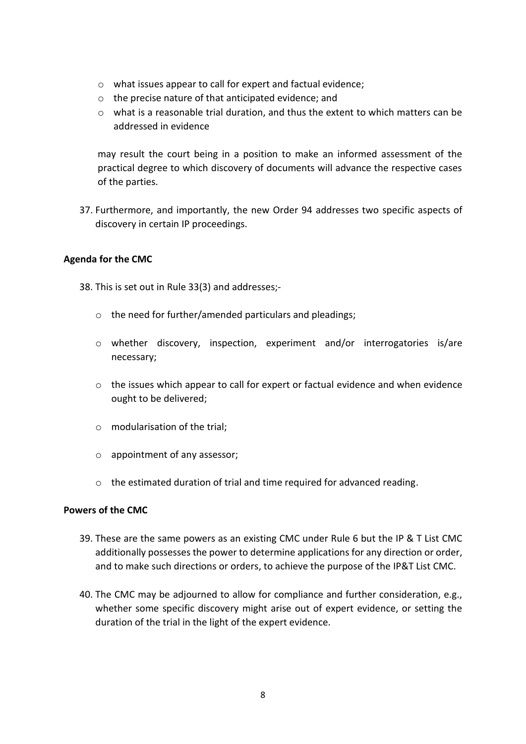- what issues appear to call for expert and factual evidence;
- the precise nature of that anticipated evidence; and
- what is a reasonable trial duration, and thus the extent to which matters can be addressed in evidence

may result the court being in a position to make an informed assessment of the practical degree to which discovery of documents will advance the respective cases of the parties.

37. Furthermore, and importantly, the new Order 94 addresses two specific aspects of discovery in certain IP proceedings.

**Agenda for the CMC**

38. This is set out in Rule 33(3) and addresses;-

    - the need for further/amended particulars and pleadings;
    - whether discovery, inspection, experiment and/or interrogatories is/are necessary;
    - the issues which appear to call for expert or factual evidence and when evidence ought to be delivered;
    - modularisation of the trial;
    - appointment of any assessor;
    - the estimated duration of trial and time required for advanced reading.

**Powers of the CMC**

39. These are the same powers as an existing CMC under Rule 6 but the IP & T List CMC additionally possesses the power to determine applications for any direction or order, and to make such directions or orders, to achieve the purpose of the IP&T List CMC.

40. The CMC may be adjourned to allow for compliance and further consideration, e.g., whether some specific discovery might arise out of expert evidence, or setting the duration of the trial in the light of the expert evidence.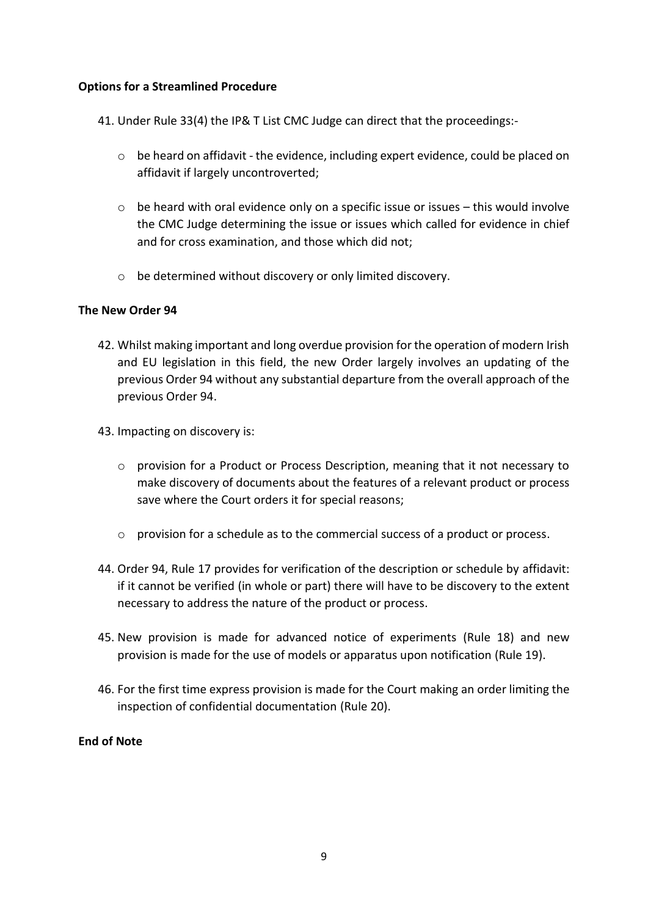**Options for a Streamlined Procedure**

41. Under Rule 33(4) the IP& T List CMC Judge can direct that the proceedings:-

   - be heard on affidavit - the evidence, including expert evidence, could be placed on affidavit if largely uncontroverted;

   - be heard with oral evidence only on a specific issue or issues – this would involve the CMC Judge determining the issue or issues which called for evidence in chief and for cross examination, and those which did not;

   - be determined without discovery or only limited discovery.

**The New Order 94**

42. Whilst making important and long overdue provision for the operation of modern Irish and EU legislation in this field, the new Order largely involves an updating of the previous Order 94 without any substantial departure from the overall approach of the previous Order 94.

43. Impacting on discovery is:

   - provision for a Product or Process Description, meaning that it not necessary to make discovery of documents about the features of a relevant product or process save where the Court orders it for special reasons;

   - provision for a schedule as to the commercial success of a product or process.

44. Order 94, Rule 17 provides for verification of the description or schedule by affidavit: if it cannot be verified (in whole or part) there will have to be discovery to the extent necessary to address the nature of the product or process.

45. New provision is made for advanced notice of experiments (Rule 18) and new provision is made for the use of models or apparatus upon notification (Rule 19).

46. For the first time express provision is made for the Court making an order limiting the inspection of confidential documentation (Rule 20).

**End of Note**